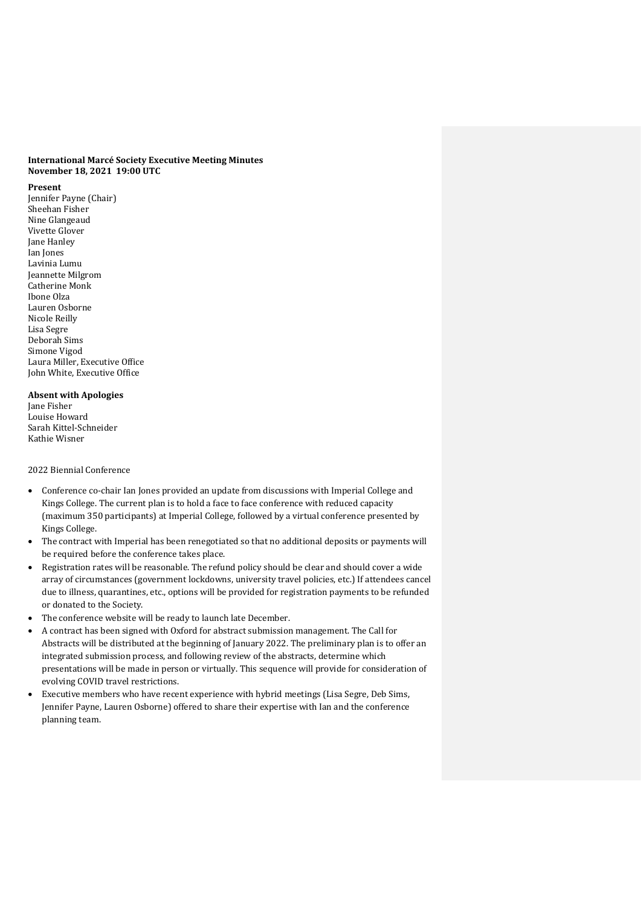**International Marcé Society Executive Meeting Minutes**
**November 18, 2021 19:00 UTC**

**Present**

Jennifer Payne (Chair)
Sheehan Fisher
Nine Glangeaud
Vivette Glover
Jane Hanley
Ian Jones
Lavinia Lumu
Jeannette Milgrom
Catherine Monk
Ibone Olza
Lauren Osborne
Nicole Reilly
Lisa Segre
Deborah Sims
Simone Vigod
Laura Miller, Executive Office
John White, Executive Office

**Absent with Apologies**

Jane Fisher
Louise Howard
Sarah Kittel-Schneider
Kathie Wisner

2022 Biennial Conference

- Conference co-chair Ian Jones provided an update from discussions with Imperial College and Kings College. The current plan is to hold a face to face conference with reduced capacity (maximum 350 participants) at Imperial College, followed by a virtual conference presented by Kings College.
- The contract with Imperial has been renegotiated so that no additional deposits or payments will be required before the conference takes place.
- Registration rates will be reasonable. The refund policy should be clear and should cover a wide array of circumstances (government lockdowns, university travel policies, etc.) If attendees cancel due to illness, quarantines, etc., options will be provided for registration payments to be refunded or donated to the Society.
- The conference website will be ready to launch late December.
- A contract has been signed with Oxford for abstract submission management. The Call for Abstracts will be distributed at the beginning of January 2022. The preliminary plan is to offer an integrated submission process, and following review of the abstracts, determine which presentations will be made in person or virtually. This sequence will provide for consideration of evolving COVID travel restrictions.
- Executive members who have recent experience with hybrid meetings (Lisa Segre, Deb Sims, Jennifer Payne, Lauren Osborne) offered to share their expertise with Ian and the conference planning team.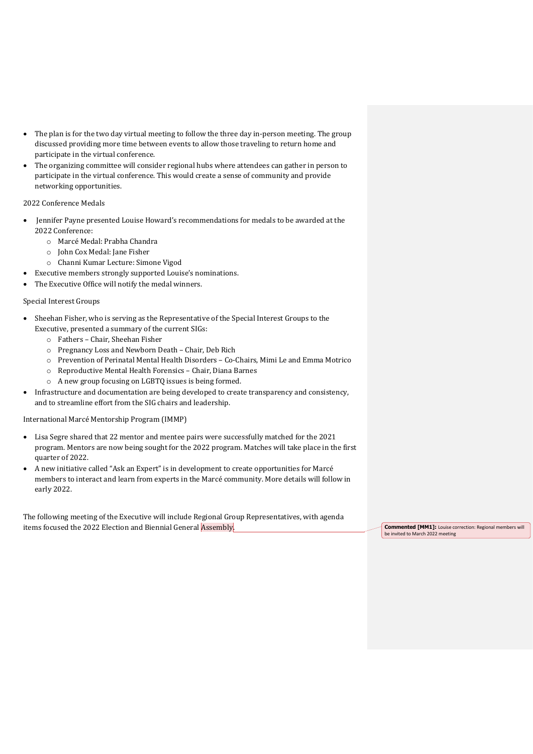- The plan is for the two day virtual meeting to follow the three day in-person meeting. The group discussed providing more time between events to allow those traveling to return home and participate in the virtual conference.
- The organizing committee will consider regional hubs where attendees can gather in person to participate in the virtual conference. This would create a sense of community and provide networking opportunities.

2022 Conference Medals

- Jennifer Payne presented Louise Howard's recommendations for medals to be awarded at the 2022 Conference:
  - Marcé Medal: Prabha Chandra
  - John Cox Medal: Jane Fisher
  - Channi Kumar Lecture: Simone Vigod
- Executive members strongly supported Louise's nominations.
- The Executive Office will notify the medal winners.

Special Interest Groups

- Sheehan Fisher, who is serving as the Representative of the Special Interest Groups to the Executive, presented a summary of the current SIGs:
  - Fathers – Chair, Sheehan Fisher
  - Pregnancy Loss and Newborn Death – Chair, Deb Rich
  - Prevention of Perinatal Mental Health Disorders – Co-Chairs, Mimi Le and Emma Motrico
  - Reproductive Mental Health Forensics – Chair, Diana Barnes
  - A new group focusing on LGBTQ issues is being formed.
- Infrastructure and documentation are being developed to create transparency and consistency, and to streamline effort from the SIG chairs and leadership.

International Marcé Mentorship Program (IMMP)

- Lisa Segre shared that 22 mentor and mentee pairs were successfully matched for the 2021 program. Mentors are now being sought for the 2022 program. Matches will take place in the first quarter of 2022.
- A new initiative called "Ask an Expert" is in development to create opportunities for Marcé members to interact and learn from experts in the Marcé community. More details will follow in early 2022.

The following meeting of the Executive will include Regional Group Representatives, with agenda items focused the 2022 Election and Biennial General Assembly.

**Commented [MM1]:** Louise correction: Regional members will be invited to March 2022 meeting